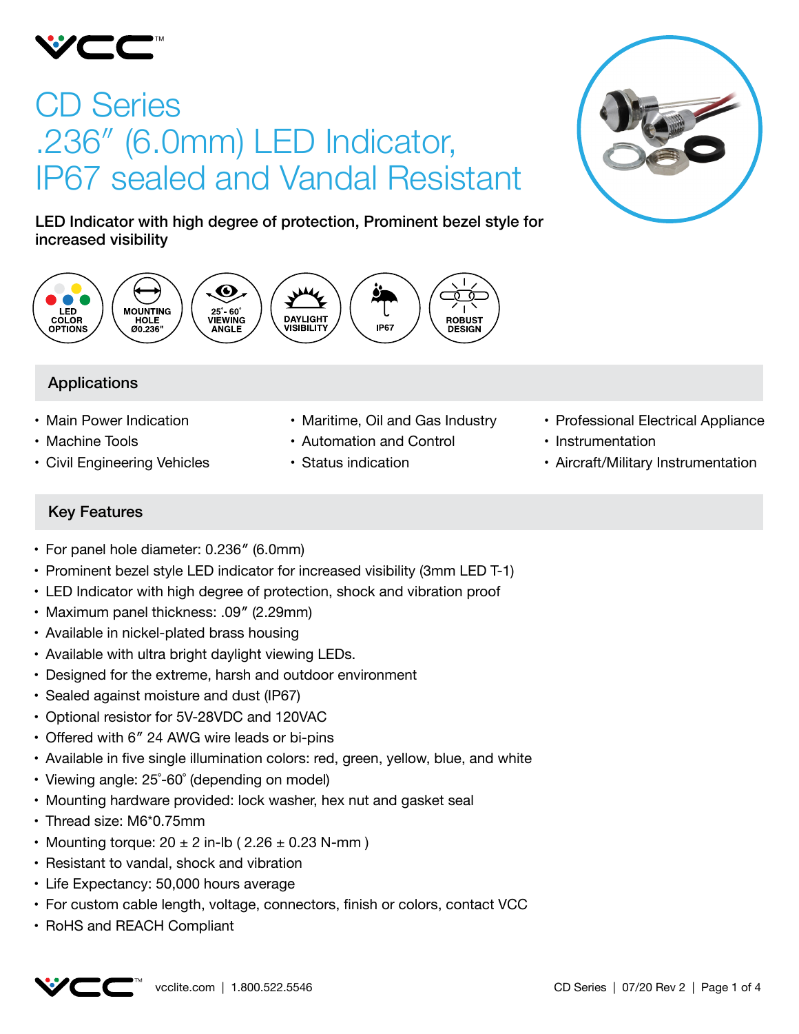# CD Series .236″ (6.0mm) LED Indicator, IP67 sealed and Vandal Resistant

**LED Indicator with high degree of protection, Prominent bezel style for increased visibility**

LED COLOR OPTIONS | MOUNTING HOLE Ø0.236" | 25°- 60° VIEWING ANGLE | DAYLIGHT VISIBILITY | IP67 | ROBUST DESIGN

## Applications

- Main Power Indication
- Machine Tools
- Civil Engineering Vehicles
- Maritime, Oil and Gas Industry
- Automation and Control
- Status indication
- Professional Electrical Appliance
- Instrumentation
- Aircraft/Military Instrumentation

## Key Features

- For panel hole diameter: 0.236″ (6.0mm)
- Prominent bezel style LED indicator for increased visibility (3mm LED T-1)
- LED Indicator with high degree of protection, shock and vibration proof
- Maximum panel thickness: .09″ (2.29mm)
- Available in nickel-plated brass housing
- Available with ultra bright daylight viewing LEDs.
- Designed for the extreme, harsh and outdoor environment
- Sealed against moisture and dust (IP67)
- Optional resistor for 5V-28VDC and 120VAC
- Offered with 6″ 24 AWG wire leads or bi-pins
- Available in five single illumination colors: red, green, yellow, blue, and white
- Viewing angle: 25°-60° (depending on model)
- Mounting hardware provided: lock washer, hex nut and gasket seal
- Thread size: M6*0.75mm
- Mounting torque: 20 ± 2 in-lb ( 2.26 ± 0.23 N-mm )
- Resistant to vandal, shock and vibration
- Life Expectancy: 50,000 hours average
- For custom cable length, voltage, connectors, finish or colors, contact VCC
- RoHS and REACH Compliant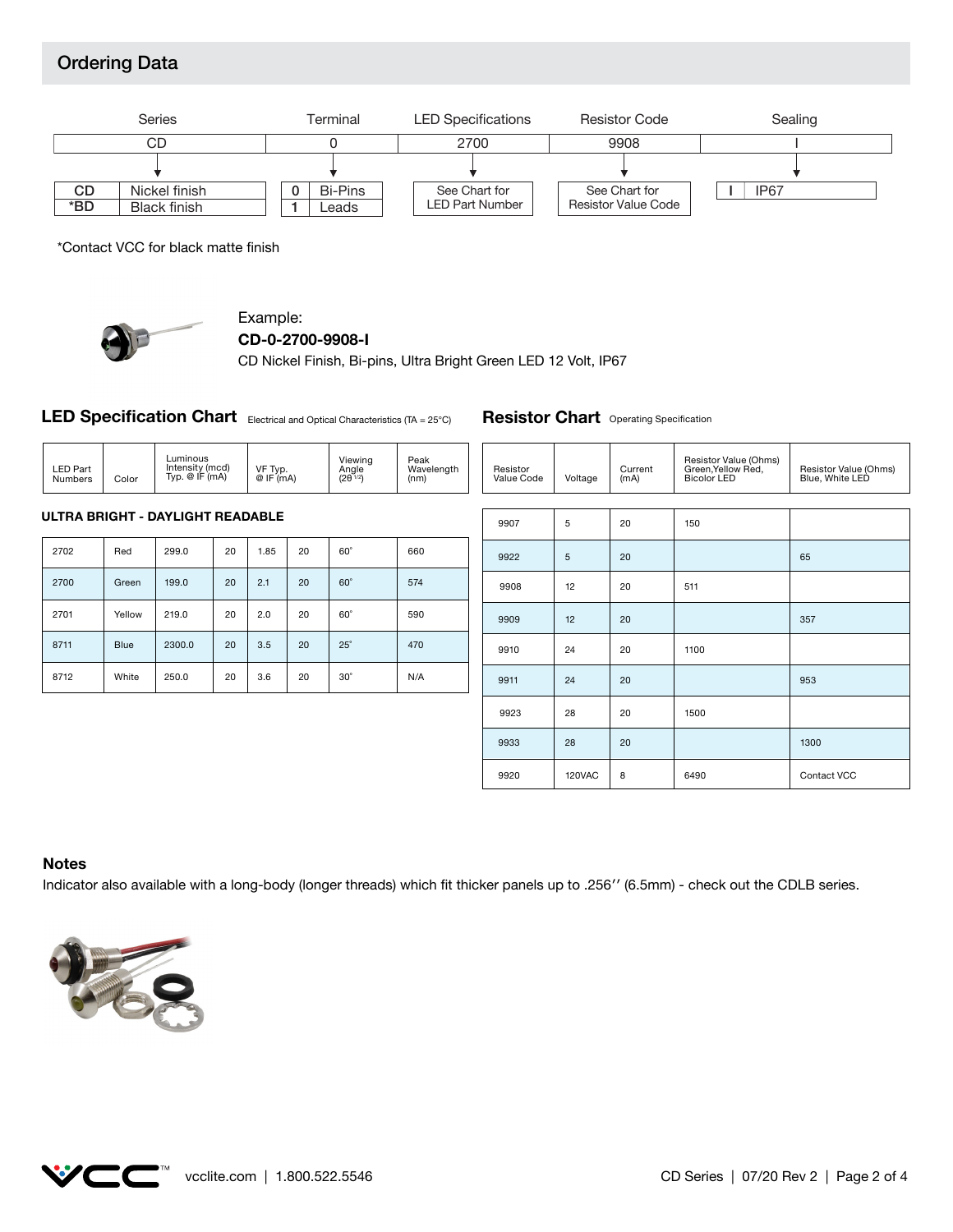## Ordering Data

| Series | | Terminal | | LED Specifications | Resistor Code | Sealing | |
|---|---|---|---|---|---|---|---|
| CD | | 0 | | 2700 | 9908 | I | |
| CD | Nickel finish | 0 | Bi-Pins | See Chart for LED Part Number | See Chart for Resistor Value Code | I | IP67 |
| *BD | Black finish | 1 | Leads | | | | |

*Contact VCC for black matte finish

Example:
**CD-0-2700-9908-I**
CD Nickel Finish, Bi-pins, Ultra Bright Green LED 12 Volt, IP67

### LED Specification Chart

Electrical and Optical Characteristics (TA = 25°C)

| LED Part Numbers | Color | Luminous Intensity (mcd) Typ. @ IF (mA) | | VF Typ. @ IF (mA) | | Viewing Angle ($2\theta^{1/2}$) | Peak Wavelength (nm) |
|---|---|---|---|---|---|---|---|
| **ULTRA BRIGHT - DAYLIGHT READABLE** | | | | | | | |
| 2702 | Red | 299.0 | 20 | 1.85 | 20 | 60° | 660 |
| 2700 | Green | 199.0 | 20 | 2.1 | 20 | 60° | 574 |
| 2701 | Yellow | 219.0 | 20 | 2.0 | 20 | 60° | 590 |
| 8711 | Blue | 2300.0 | 20 | 3.5 | 20 | 25° | 470 |
| 8712 | White | 250.0 | 20 | 3.6 | 20 | 30° | N/A |

### Resistor Chart

Operating Specification

| Resistor Value Code | Voltage | Current (mA) | Resistor Value (Ohms) Green,Yellow Red, Bicolor LED | Resistor Value (Ohms) Blue, White LED |
|---|---|---|---|---|
| 9907 | 5 | 20 | 150 | |
| 9922 | 5 | 20 | | 65 |
| 9908 | 12 | 20 | 511 | |
| 9909 | 12 | 20 | | 357 |
| 9910 | 24 | 20 | 1100 | |
| 9911 | 24 | 20 | | 953 |
| 9923 | 28 | 20 | 1500 | |
| 9933 | 28 | 20 | | 1300 |
| 9920 | 120VAC | 8 | 6490 | Contact VCC |

### Notes

Indicator also available with a long-body (longer threads) which fit thicker panels up to .256'' (6.5mm) - check out the CDLB series.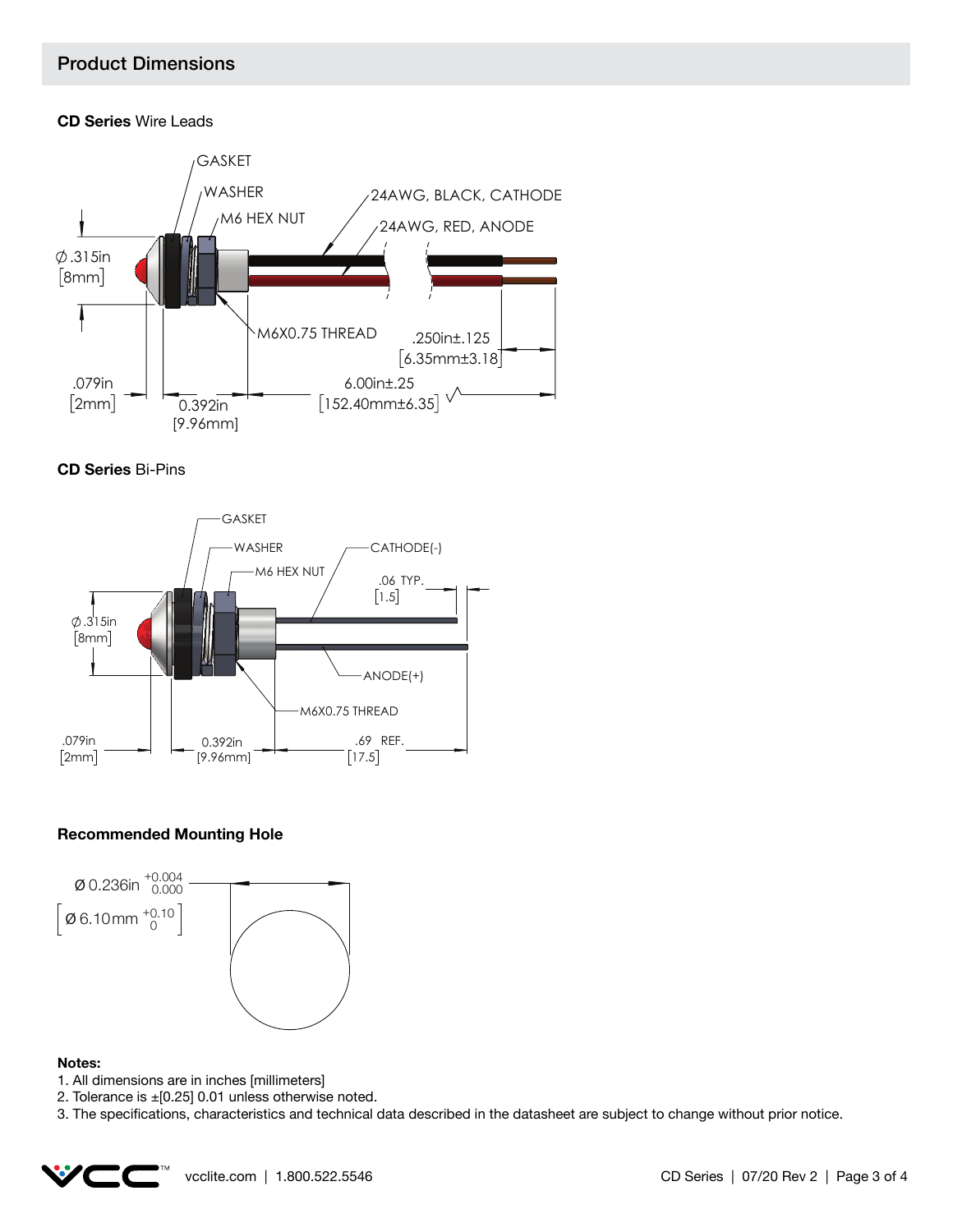## Product Dimensions

**CD Series** Wire Leads

GASKET
WASHER
M6 HEX NUT
24AWG, BLACK, CATHODE
24AWG, RED, ANODE
Ø .315in [8mm]
M6X0.75 THREAD
.250in±.125 [6.35mm±3.18]
.079in [2mm]
0.392in [9.96mm]
6.00in±.25 [152.40mm±6.35]

**CD Series** Bi-Pins

GASKET
WASHER
M6 HEX NUT
CATHODE(-)
.06 TYP. [1.5]
Ø .315in [8mm]
ANODE(+)
M6X0.75 THREAD
.079in [2mm]
0.392in [9.96mm]
.69 REF. [17.5]

**Recommended Mounting Hole**

Ø 0.236in $^{+0.004}_{0.000}$

[Ø 6.10mm $^{+0.10}_{0}$]

**Notes:**
1. All dimensions are in inches [millimeters]
2. Tolerance is ±[0.25] 0.01 unless otherwise noted.
3. The specifications, characteristics and technical data described in the datasheet are subject to change without prior notice.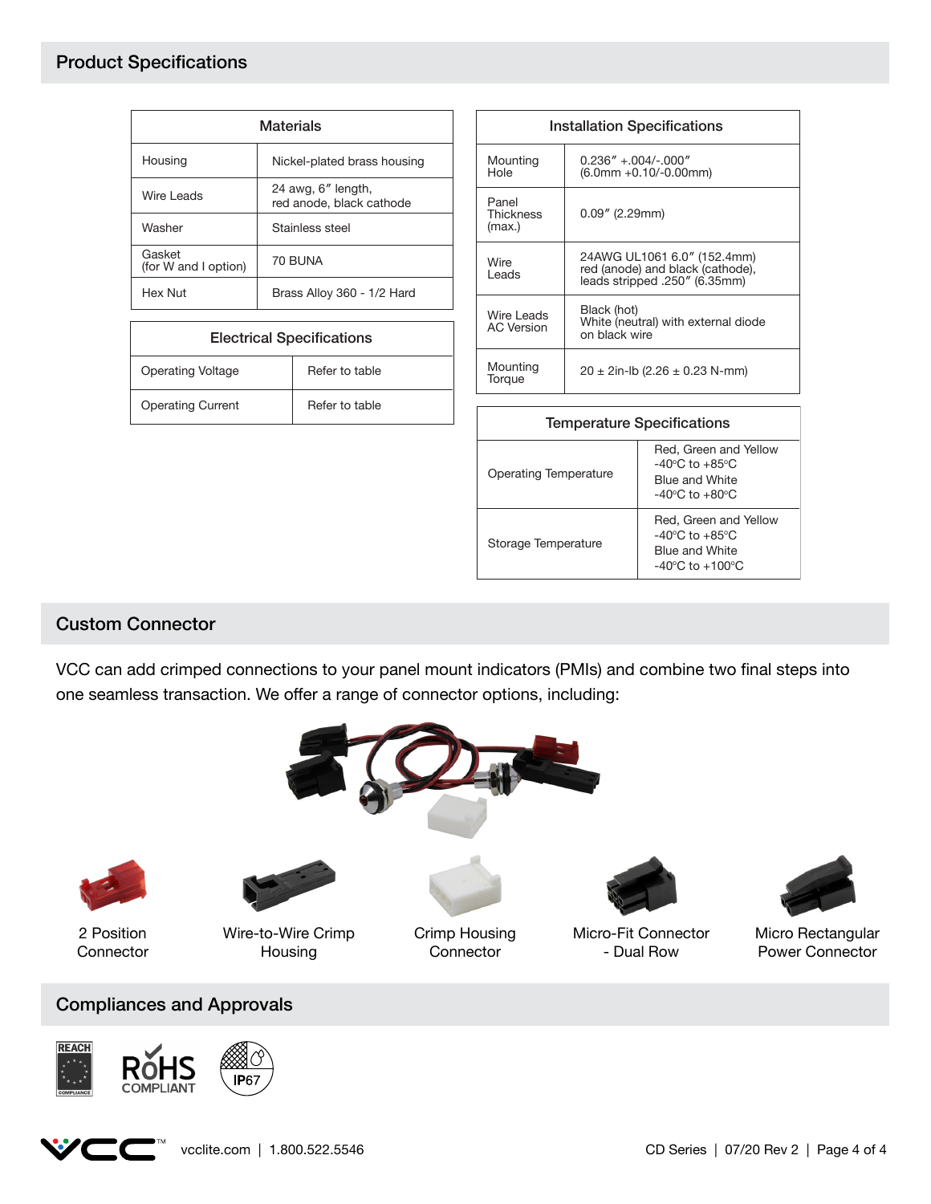## Product Specifications

| Materials | |
|---|---|
| Housing | Nickel-plated brass housing |
| Wire Leads | 24 awg, 6″ length, red anode, black cathode |
| Washer | Stainless steel |
| Gasket (for W and I option) | 70 BUNA |
| Hex Nut | Brass Alloy 360 - 1/2 Hard |

| Electrical Specifications | |
|---|---|
| Operating Voltage | Refer to table |
| Operating Current | Refer to table |

| Installation Specifications | |
|---|---|
| Mounting Hole | 0.236″ +.004/-.000″ (6.0mm +0.10/-0.00mm) |
| Panel Thickness (max.) | 0.09″ (2.29mm) |
| Wire Leads | 24AWG UL1061 6.0″ (152.4mm) red (anode) and black (cathode), leads stripped .250″ (6.35mm) |
| Wire Leads AC Version | Black (hot) White (neutral) with external diode on black wire |
| Mounting Torque | 20 ± 2in-lb (2.26 ± 0.23 N-mm) |

| Temperature Specifications | |
|---|---|
| Operating Temperature | Red, Green and Yellow -40°C to +85°C Blue and White -40°C to +80°C |
| Storage Temperature | Red, Green and Yellow -40°C to +85°C Blue and White -40°C to +100°C |

## Custom Connector

VCC can add crimped connections to your panel mount indicators (PMIs) and combine two final steps into one seamless transaction. We offer a range of connector options, including:

2 Position Connector

Wire-to-Wire Crimp Housing

Crimp Housing Connector

Micro-Fit Connector - Dual Row

Micro Rectangular Power Connector

## Compliances and Approvals

REACH COMPLIANCE

RoHS COMPLIANT

IP67